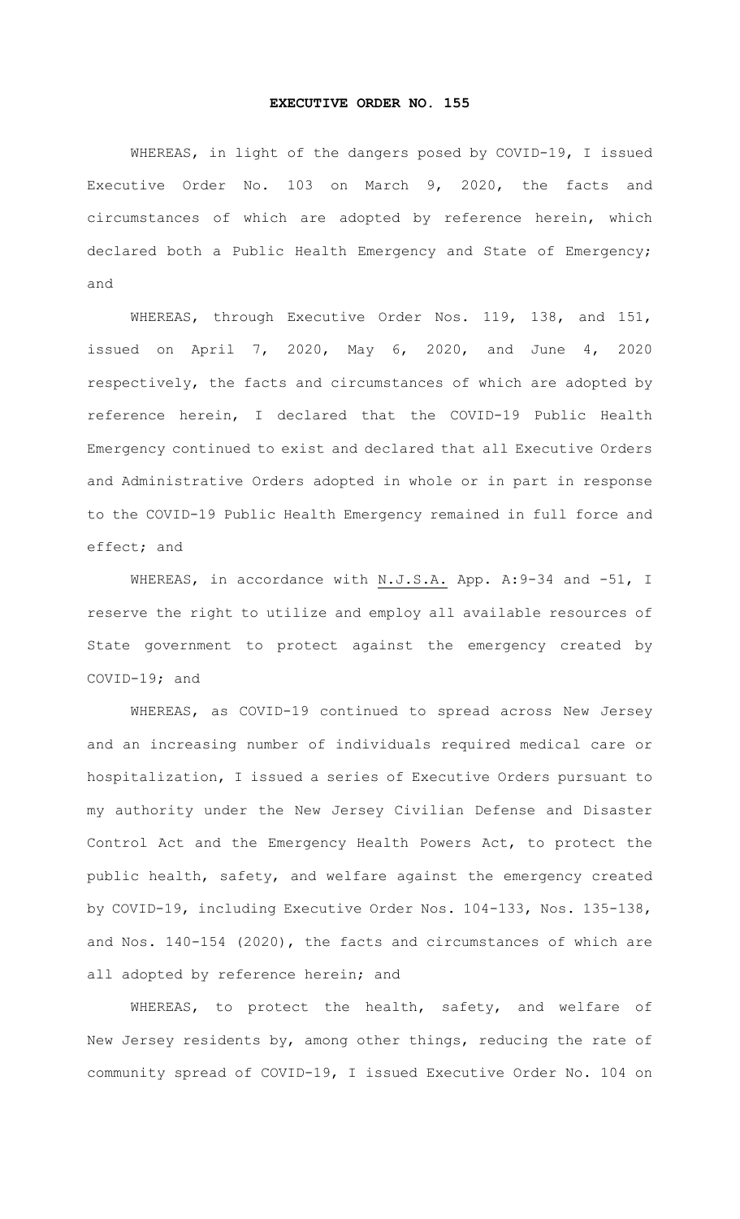# EXECUTIVE ORDER NO. 155

WHEREAS, in light of the dangers posed by COVID-19, I issued Executive Order No. 103 on March 9, 2020, the facts and circumstances of which are adopted by reference herein, which declared both a Public Health Emergency and State of Emergency; and

WHEREAS, through Executive Order Nos. 119, 138, and 151, issued on April 7, 2020, May 6, 2020, and June 4, 2020 respectively, the facts and circumstances of which are adopted by reference herein, I declared that the COVID-19 Public Health Emergency continued to exist and declared that all Executive Orders and Administrative Orders adopted in whole or in part in response to the COVID-19 Public Health Emergency remained in full force and effect; and

WHEREAS, in accordance with N.J.S.A. App. A:9-34 and -51, I reserve the right to utilize and employ all available resources of State government to protect against the emergency created by COVID-19; and

WHEREAS, as COVID-19 continued to spread across New Jersey and an increasing number of individuals required medical care or hospitalization, I issued a series of Executive Orders pursuant to my authority under the New Jersey Civilian Defense and Disaster Control Act and the Emergency Health Powers Act, to protect the public health, safety, and welfare against the emergency created by COVID-19, including Executive Order Nos. 104-133, Nos. 135-138, and Nos. 140-154 (2020), the facts and circumstances of which are all adopted by reference herein; and

WHEREAS, to protect the health, safety, and welfare of New Jersey residents by, among other things, reducing the rate of community spread of COVID-19, I issued Executive Order No. 104 on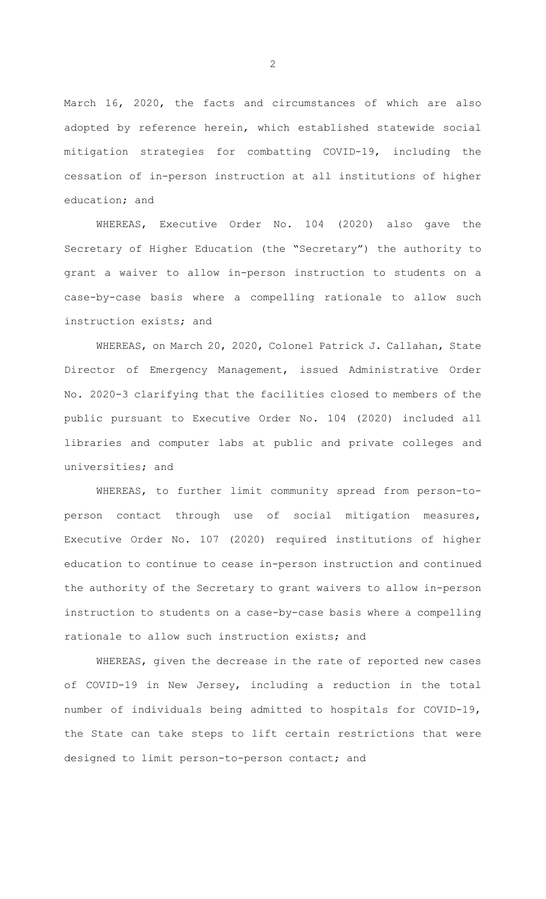March 16, 2020, the facts and circumstances of which are also adopted by reference herein, which established statewide social mitigation strategies for combatting COVID-19, including the cessation of in-person instruction at all institutions of higher education; and

WHEREAS, Executive Order No. 104 (2020) also gave the Secretary of Higher Education (the "Secretary") the authority to grant a waiver to allow in-person instruction to students on a case-by-case basis where a compelling rationale to allow such instruction exists; and

WHEREAS, on March 20, 2020, Colonel Patrick J. Callahan, State Director of Emergency Management, issued Administrative Order No. 2020-3 clarifying that the facilities closed to members of the public pursuant to Executive Order No. 104 (2020) included all libraries and computer labs at public and private colleges and universities; and

WHEREAS, to further limit community spread from person-to-person contact through use of social mitigation measures, Executive Order No. 107 (2020) required institutions of higher education to continue to cease in-person instruction and continued the authority of the Secretary to grant waivers to allow in-person instruction to students on a case-by-case basis where a compelling rationale to allow such instruction exists; and

WHEREAS, given the decrease in the rate of reported new cases of COVID-19 in New Jersey, including a reduction in the total number of individuals being admitted to hospitals for COVID-19, the State can take steps to lift certain restrictions that were designed to limit person-to-person contact; and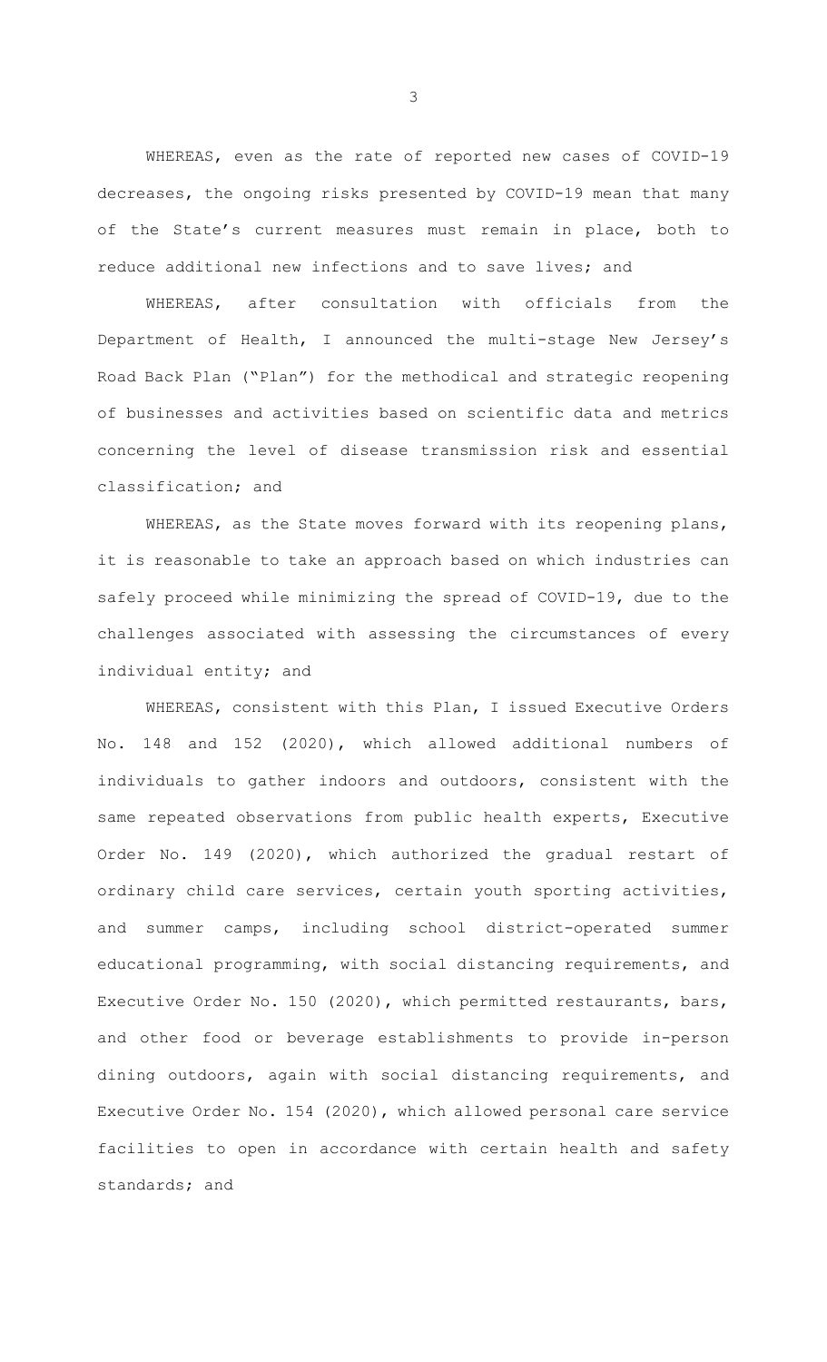WHEREAS, even as the rate of reported new cases of COVID-19 decreases, the ongoing risks presented by COVID-19 mean that many of the State's current measures must remain in place, both to reduce additional new infections and to save lives; and

WHEREAS, after consultation with officials from the Department of Health, I announced the multi-stage New Jersey's Road Back Plan ("Plan") for the methodical and strategic reopening of businesses and activities based on scientific data and metrics concerning the level of disease transmission risk and essential classification; and

WHEREAS, as the State moves forward with its reopening plans, it is reasonable to take an approach based on which industries can safely proceed while minimizing the spread of COVID-19, due to the challenges associated with assessing the circumstances of every individual entity; and

WHEREAS, consistent with this Plan, I issued Executive Orders No. 148 and 152 (2020), which allowed additional numbers of individuals to gather indoors and outdoors, consistent with the same repeated observations from public health experts, Executive Order No. 149 (2020), which authorized the gradual restart of ordinary child care services, certain youth sporting activities, and summer camps, including school district-operated summer educational programming, with social distancing requirements, and Executive Order No. 150 (2020), which permitted restaurants, bars, and other food or beverage establishments to provide in-person dining outdoors, again with social distancing requirements, and Executive Order No. 154 (2020), which allowed personal care service facilities to open in accordance with certain health and safety standards; and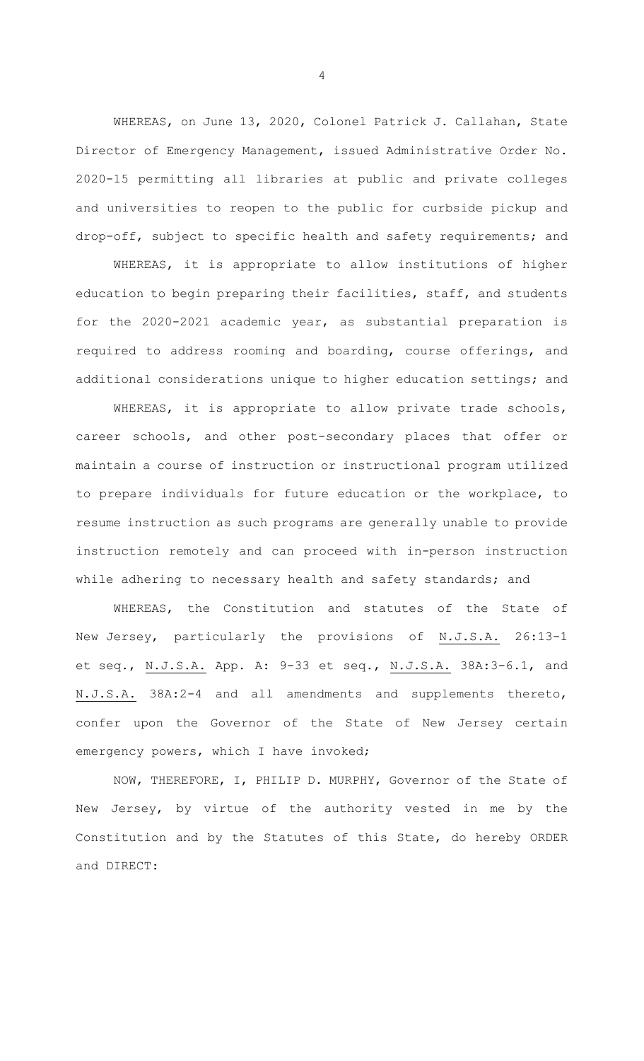WHEREAS, on June 13, 2020, Colonel Patrick J. Callahan, State Director of Emergency Management, issued Administrative Order No. 2020-15 permitting all libraries at public and private colleges and universities to reopen to the public for curbside pickup and drop-off, subject to specific health and safety requirements; and

WHEREAS, it is appropriate to allow institutions of higher education to begin preparing their facilities, staff, and students for the 2020-2021 academic year, as substantial preparation is required to address rooming and boarding, course offerings, and additional considerations unique to higher education settings; and

WHEREAS, it is appropriate to allow private trade schools, career schools, and other post-secondary places that offer or maintain a course of instruction or instructional program utilized to prepare individuals for future education or the workplace, to resume instruction as such programs are generally unable to provide instruction remotely and can proceed with in-person instruction while adhering to necessary health and safety standards; and

WHEREAS, the Constitution and statutes of the State of New Jersey, particularly the provisions of N.J.S.A. 26:13-1 et seq., N.J.S.A. App. A: 9-33 et seq., N.J.S.A. 38A:3-6.1, and N.J.S.A. 38A:2-4 and all amendments and supplements thereto, confer upon the Governor of the State of New Jersey certain emergency powers, which I have invoked;

NOW, THEREFORE, I, PHILIP D. MURPHY, Governor of the State of New Jersey, by virtue of the authority vested in me by the Constitution and by the Statutes of this State, do hereby ORDER and DIRECT: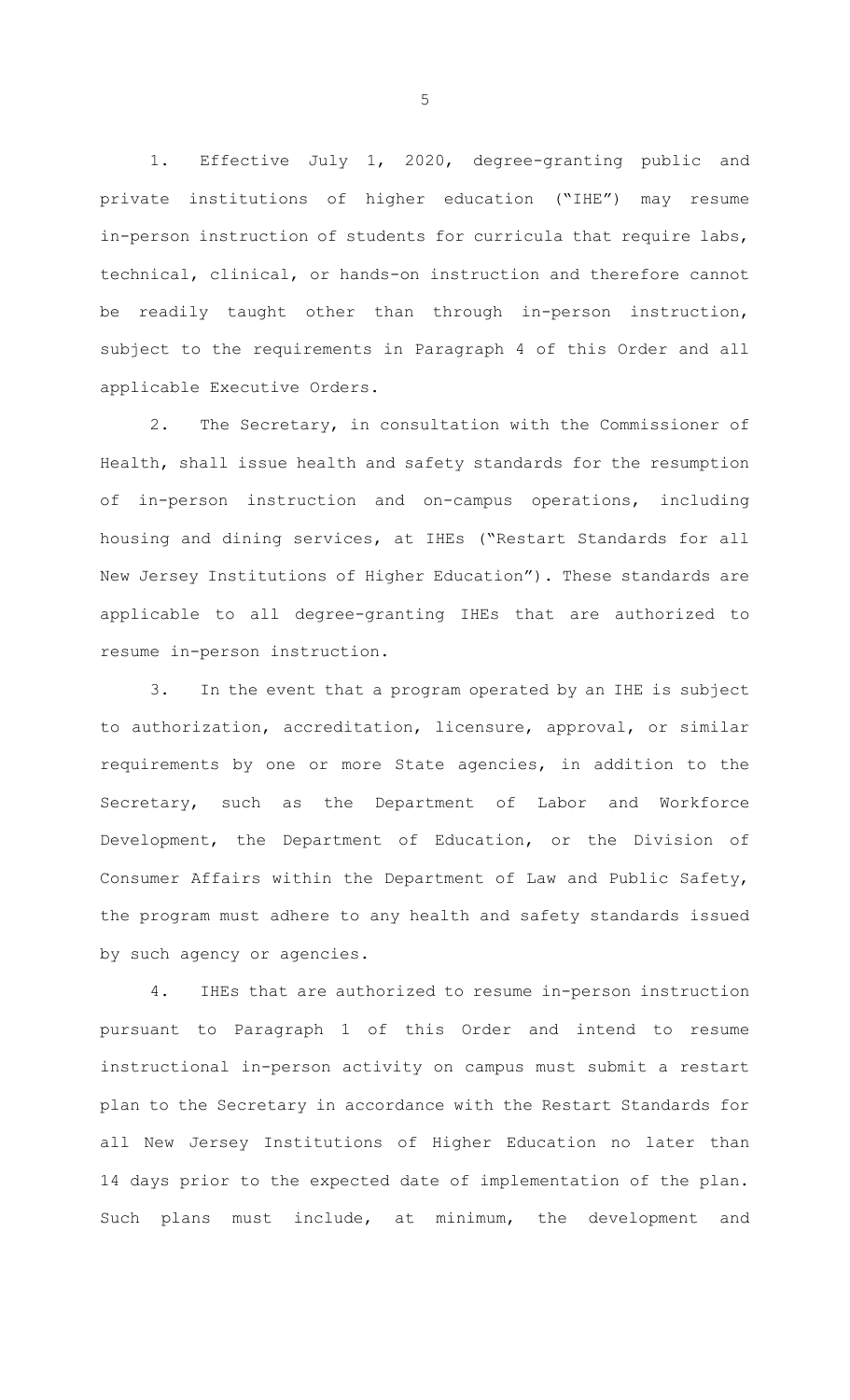1. Effective July 1, 2020, degree-granting public and private institutions of higher education ("IHE") may resume in-person instruction of students for curricula that require labs, technical, clinical, or hands-on instruction and therefore cannot be readily taught other than through in-person instruction, subject to the requirements in Paragraph 4 of this Order and all applicable Executive Orders.

2. The Secretary, in consultation with the Commissioner of Health, shall issue health and safety standards for the resumption of in-person instruction and on-campus operations, including housing and dining services, at IHEs ("Restart Standards for all New Jersey Institutions of Higher Education"). These standards are applicable to all degree-granting IHEs that are authorized to resume in-person instruction.

3. In the event that a program operated by an IHE is subject to authorization, accreditation, licensure, approval, or similar requirements by one or more State agencies, in addition to the Secretary, such as the Department of Labor and Workforce Development, the Department of Education, or the Division of Consumer Affairs within the Department of Law and Public Safety, the program must adhere to any health and safety standards issued by such agency or agencies.

4. IHEs that are authorized to resume in-person instruction pursuant to Paragraph 1 of this Order and intend to resume instructional in-person activity on campus must submit a restart plan to the Secretary in accordance with the Restart Standards for all New Jersey Institutions of Higher Education no later than 14 days prior to the expected date of implementation of the plan. Such plans must include, at minimum, the development and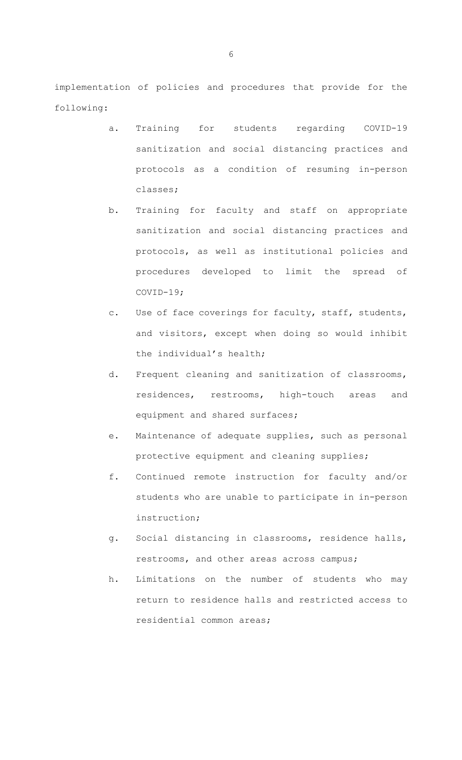implementation of policies and procedures that provide for the following:

a. Training for students regarding COVID-19 sanitization and social distancing practices and protocols as a condition of resuming in-person classes;

b. Training for faculty and staff on appropriate sanitization and social distancing practices and protocols, as well as institutional policies and procedures developed to limit the spread of COVID-19;

c. Use of face coverings for faculty, staff, students, and visitors, except when doing so would inhibit the individual's health;

d. Frequent cleaning and sanitization of classrooms, residences, restrooms, high-touch areas and equipment and shared surfaces;

e. Maintenance of adequate supplies, such as personal protective equipment and cleaning supplies;

f. Continued remote instruction for faculty and/or students who are unable to participate in in-person instruction;

g. Social distancing in classrooms, residence halls, restrooms, and other areas across campus;

h. Limitations on the number of students who may return to residence halls and restricted access to residential common areas;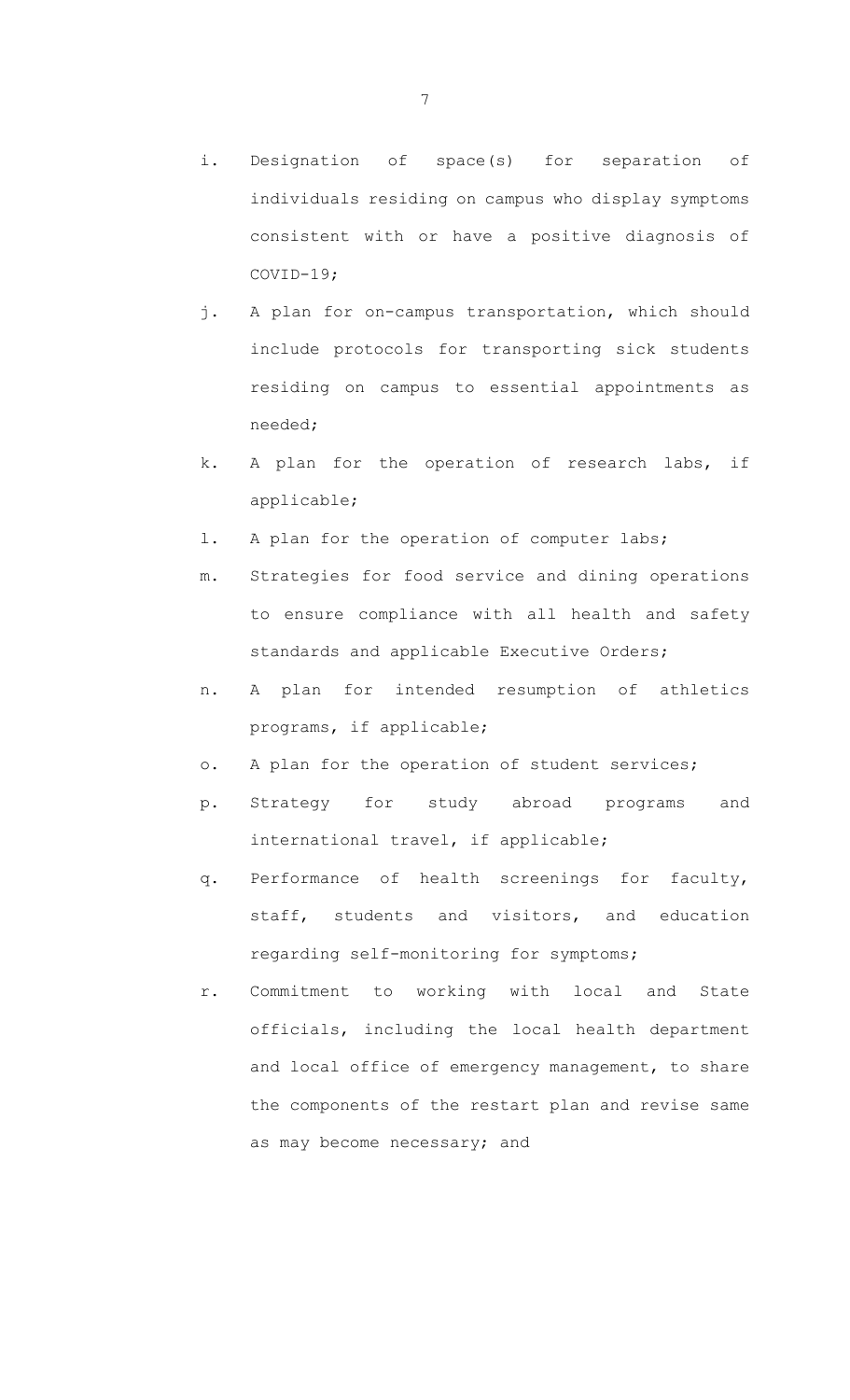i. Designation of space(s) for separation of individuals residing on campus who display symptoms consistent with or have a positive diagnosis of COVID-19;

j. A plan for on-campus transportation, which should include protocols for transporting sick students residing on campus to essential appointments as needed;

k. A plan for the operation of research labs, if applicable;

l. A plan for the operation of computer labs;

m. Strategies for food service and dining operations to ensure compliance with all health and safety standards and applicable Executive Orders;

n. A plan for intended resumption of athletics programs, if applicable;

o. A plan for the operation of student services;

p. Strategy for study abroad programs and international travel, if applicable;

q. Performance of health screenings for faculty, staff, students and visitors, and education regarding self-monitoring for symptoms;

r. Commitment to working with local and State officials, including the local health department and local office of emergency management, to share the components of the restart plan and revise same as may become necessary; and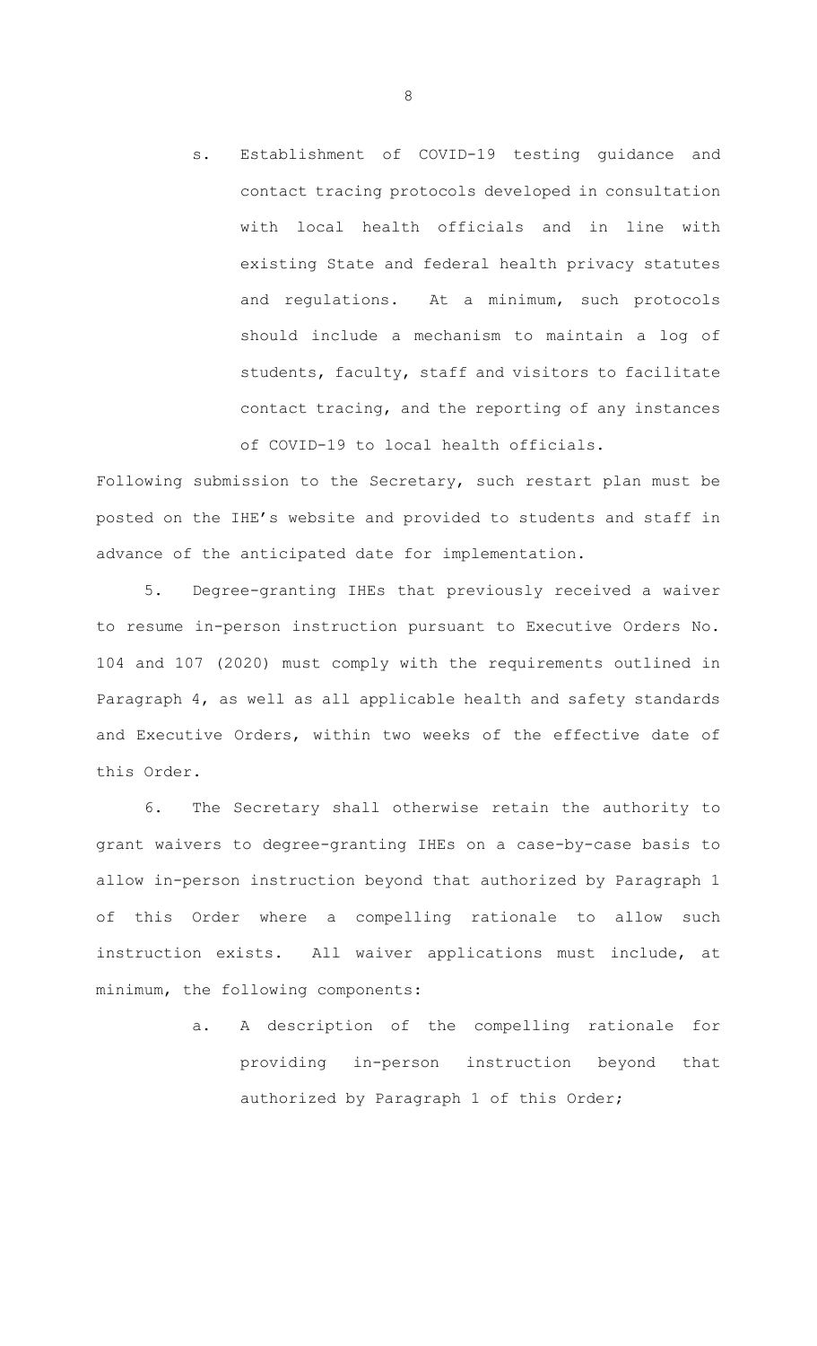s. Establishment of COVID-19 testing guidance and contact tracing protocols developed in consultation with local health officials and in line with existing State and federal health privacy statutes and regulations. At a minimum, such protocols should include a mechanism to maintain a log of students, faculty, staff and visitors to facilitate contact tracing, and the reporting of any instances of COVID-19 to local health officials.

Following submission to the Secretary, such restart plan must be posted on the IHE's website and provided to students and staff in advance of the anticipated date for implementation.

5. Degree-granting IHEs that previously received a waiver to resume in-person instruction pursuant to Executive Orders No. 104 and 107 (2020) must comply with the requirements outlined in Paragraph 4, as well as all applicable health and safety standards and Executive Orders, within two weeks of the effective date of this Order.

6. The Secretary shall otherwise retain the authority to grant waivers to degree-granting IHEs on a case-by-case basis to allow in-person instruction beyond that authorized by Paragraph 1 of this Order where a compelling rationale to allow such instruction exists. All waiver applications must include, at minimum, the following components:

a. A description of the compelling rationale for providing in-person instruction beyond that authorized by Paragraph 1 of this Order;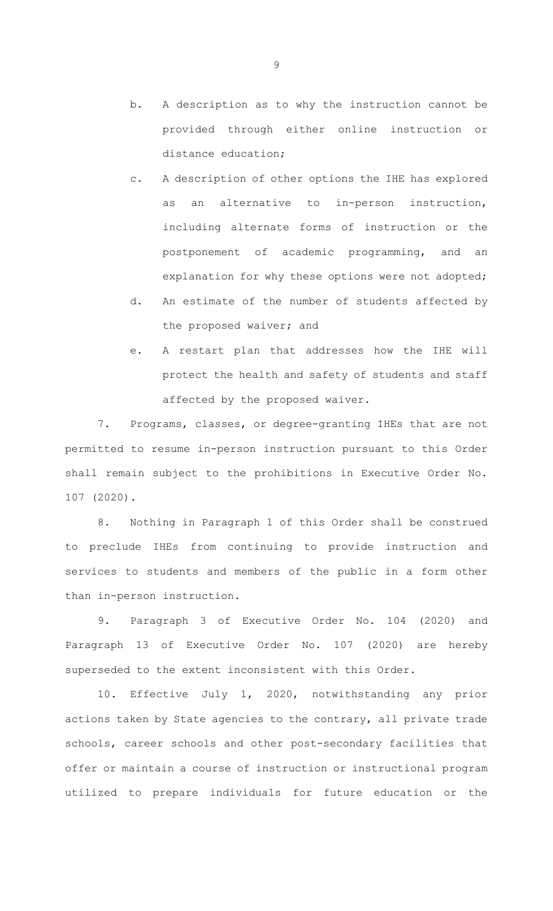b. A description as to why the instruction cannot be provided through either online instruction or distance education;

c. A description of other options the IHE has explored as an alternative to in-person instruction, including alternate forms of instruction or the postponement of academic programming, and an explanation for why these options were not adopted;

d. An estimate of the number of students affected by the proposed waiver; and

e. A restart plan that addresses how the IHE will protect the health and safety of students and staff affected by the proposed waiver.

7. Programs, classes, or degree-granting IHEs that are not permitted to resume in-person instruction pursuant to this Order shall remain subject to the prohibitions in Executive Order No. 107 (2020).

8. Nothing in Paragraph 1 of this Order shall be construed to preclude IHEs from continuing to provide instruction and services to students and members of the public in a form other than in-person instruction.

9. Paragraph 3 of Executive Order No. 104 (2020) and Paragraph 13 of Executive Order No. 107 (2020) are hereby superseded to the extent inconsistent with this Order.

10. Effective July 1, 2020, notwithstanding any prior actions taken by State agencies to the contrary, all private trade schools, career schools and other post-secondary facilities that offer or maintain a course of instruction or instructional program utilized to prepare individuals for future education or the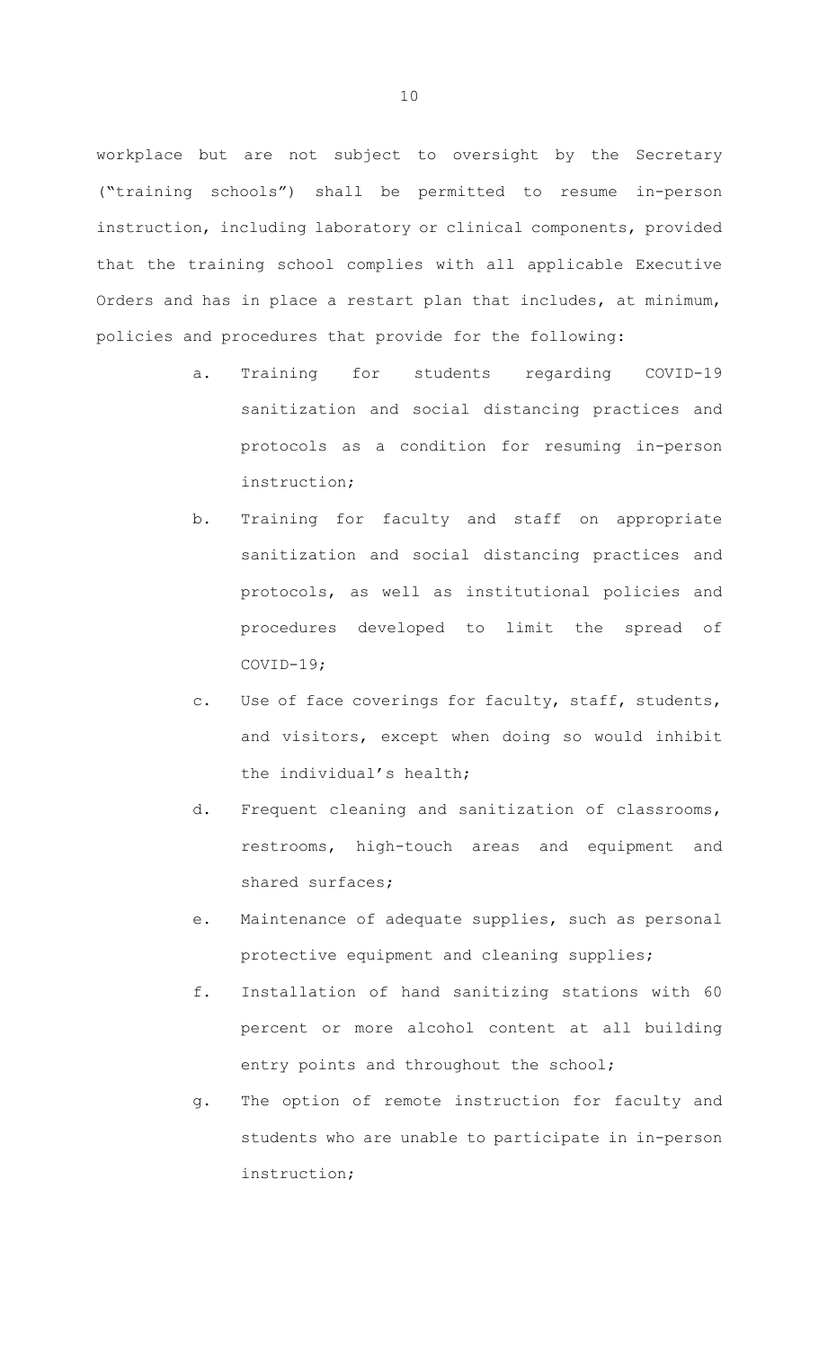workplace but are not subject to oversight by the Secretary ("training schools") shall be permitted to resume in-person instruction, including laboratory or clinical components, provided that the training school complies with all applicable Executive Orders and has in place a restart plan that includes, at minimum, policies and procedures that provide for the following:

a. Training for students regarding COVID-19 sanitization and social distancing practices and protocols as a condition for resuming in-person instruction;

b. Training for faculty and staff on appropriate sanitization and social distancing practices and protocols, as well as institutional policies and procedures developed to limit the spread of COVID-19;

c. Use of face coverings for faculty, staff, students, and visitors, except when doing so would inhibit the individual's health;

d. Frequent cleaning and sanitization of classrooms, restrooms, high-touch areas and equipment and shared surfaces;

e. Maintenance of adequate supplies, such as personal protective equipment and cleaning supplies;

f. Installation of hand sanitizing stations with 60 percent or more alcohol content at all building entry points and throughout the school;

g. The option of remote instruction for faculty and students who are unable to participate in in-person instruction;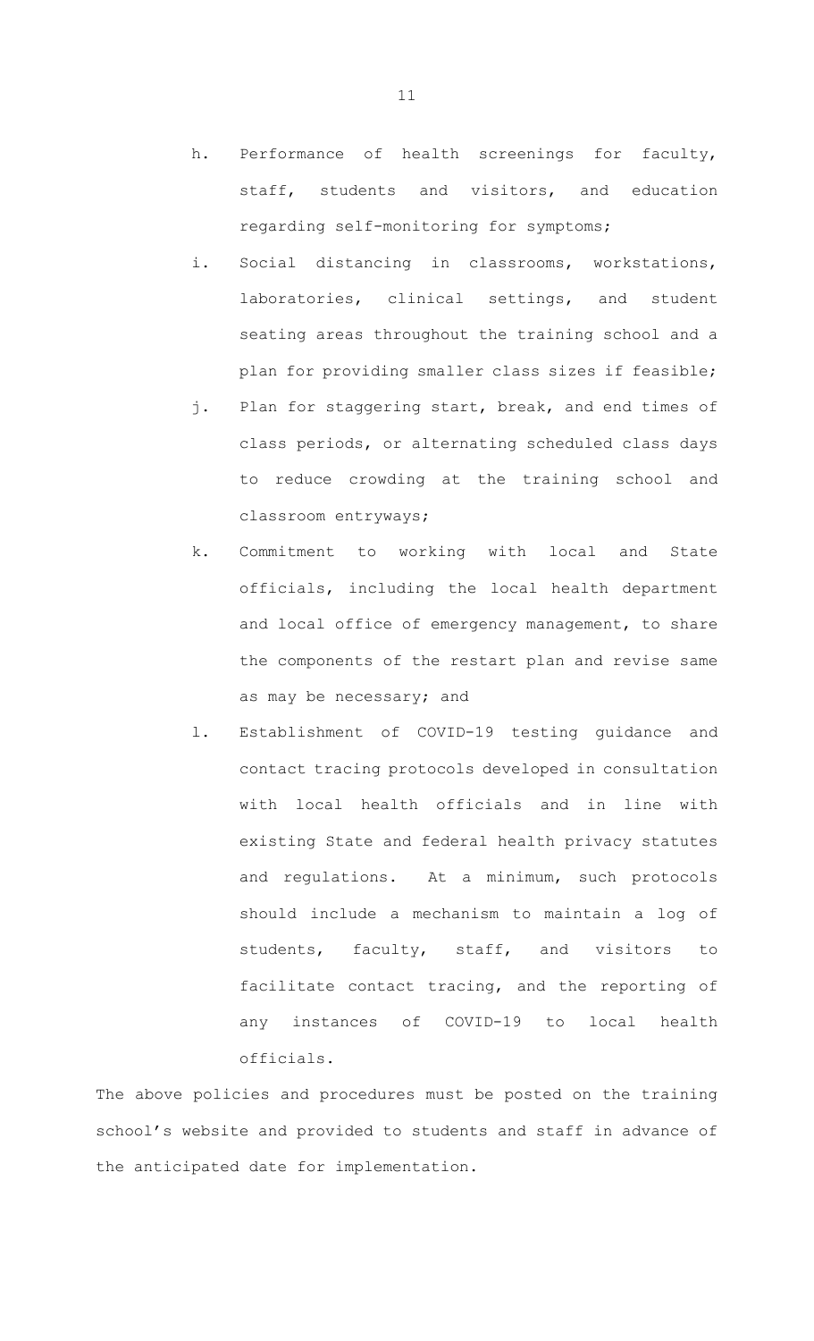h. Performance of health screenings for faculty, staff, students and visitors, and education regarding self-monitoring for symptoms;

i. Social distancing in classrooms, workstations, laboratories, clinical settings, and student seating areas throughout the training school and a plan for providing smaller class sizes if feasible;

j. Plan for staggering start, break, and end times of class periods, or alternating scheduled class days to reduce crowding at the training school and classroom entryways;

k. Commitment to working with local and State officials, including the local health department and local office of emergency management, to share the components of the restart plan and revise same as may be necessary; and

l. Establishment of COVID-19 testing guidance and contact tracing protocols developed in consultation with local health officials and in line with existing State and federal health privacy statutes and regulations. At a minimum, such protocols should include a mechanism to maintain a log of students, faculty, staff, and visitors to facilitate contact tracing, and the reporting of any instances of COVID-19 to local health officials.

The above policies and procedures must be posted on the training school's website and provided to students and staff in advance of the anticipated date for implementation.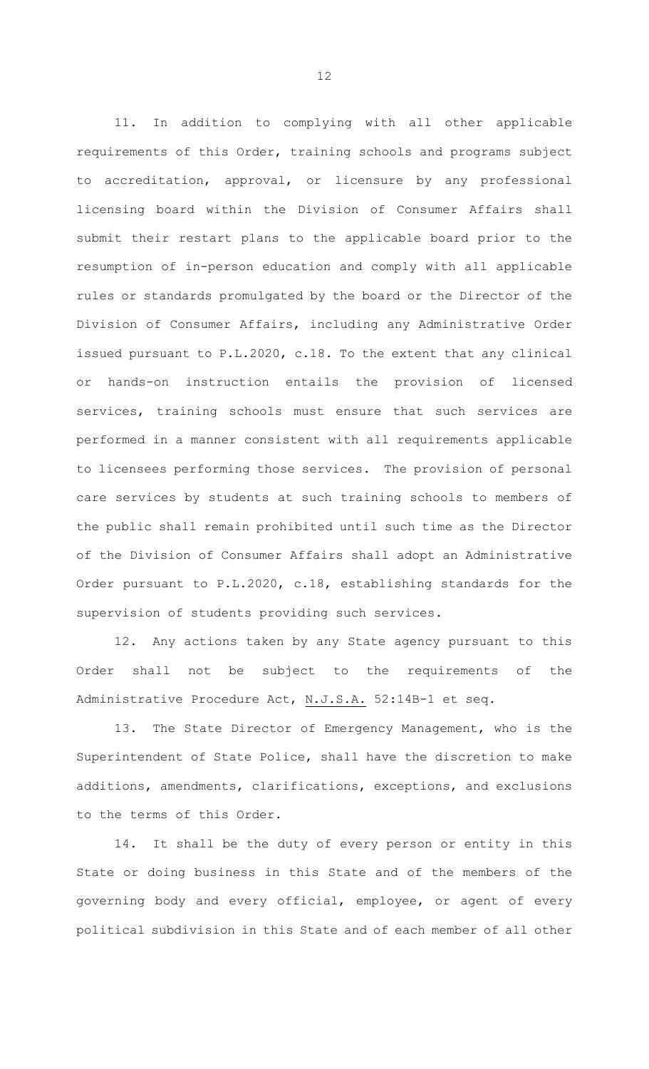11. In addition to complying with all other applicable requirements of this Order, training schools and programs subject to accreditation, approval, or licensure by any professional licensing board within the Division of Consumer Affairs shall submit their restart plans to the applicable board prior to the resumption of in-person education and comply with all applicable rules or standards promulgated by the board or the Director of the Division of Consumer Affairs, including any Administrative Order issued pursuant to P.L.2020, c.18. To the extent that any clinical or hands-on instruction entails the provision of licensed services, training schools must ensure that such services are performed in a manner consistent with all requirements applicable to licensees performing those services. The provision of personal care services by students at such training schools to members of the public shall remain prohibited until such time as the Director of the Division of Consumer Affairs shall adopt an Administrative Order pursuant to P.L.2020, c.18, establishing standards for the supervision of students providing such services.

12. Any actions taken by any State agency pursuant to this Order shall not be subject to the requirements of the Administrative Procedure Act, N.J.S.A. 52:14B-1 et seq.

13. The State Director of Emergency Management, who is the Superintendent of State Police, shall have the discretion to make additions, amendments, clarifications, exceptions, and exclusions to the terms of this Order.

14. It shall be the duty of every person or entity in this State or doing business in this State and of the members of the governing body and every official, employee, or agent of every political subdivision in this State and of each member of all other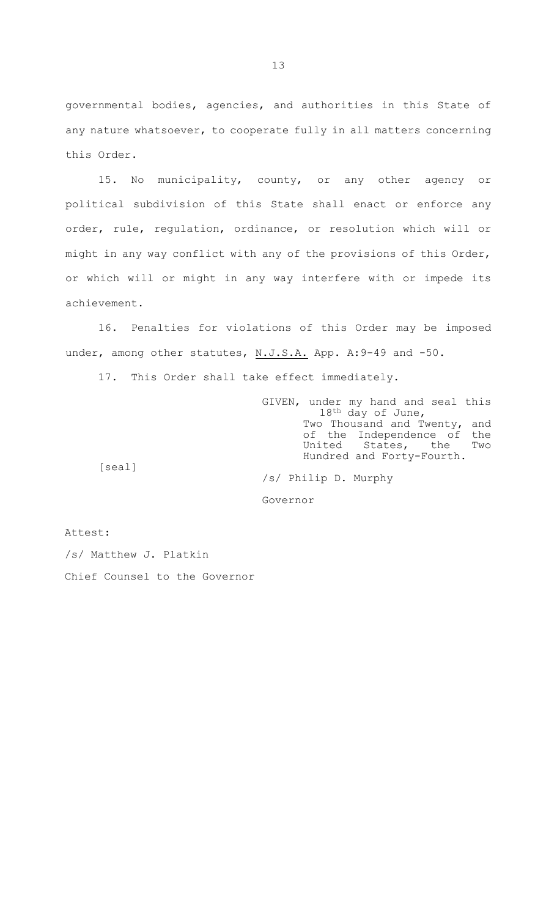governmental bodies, agencies, and authorities in this State of any nature whatsoever, to cooperate fully in all matters concerning this Order.

15. No municipality, county, or any other agency or political subdivision of this State shall enact or enforce any order, rule, regulation, ordinance, or resolution which will or might in any way conflict with any of the provisions of this Order, or which will or might in any way interfere with or impede its achievement.

16. Penalties for violations of this Order may be imposed under, among other statutes, N.J.S.A. App. A:9-49 and -50.

17. This Order shall take effect immediately.

GIVEN, under my hand and seal this 18th day of June, Two Thousand and Twenty, and of the Independence of the United States, the Two Hundred and Forty-Fourth.

[seal]

/s/ Philip D. Murphy

Governor

Attest:

/s/ Matthew J. Platkin

Chief Counsel to the Governor